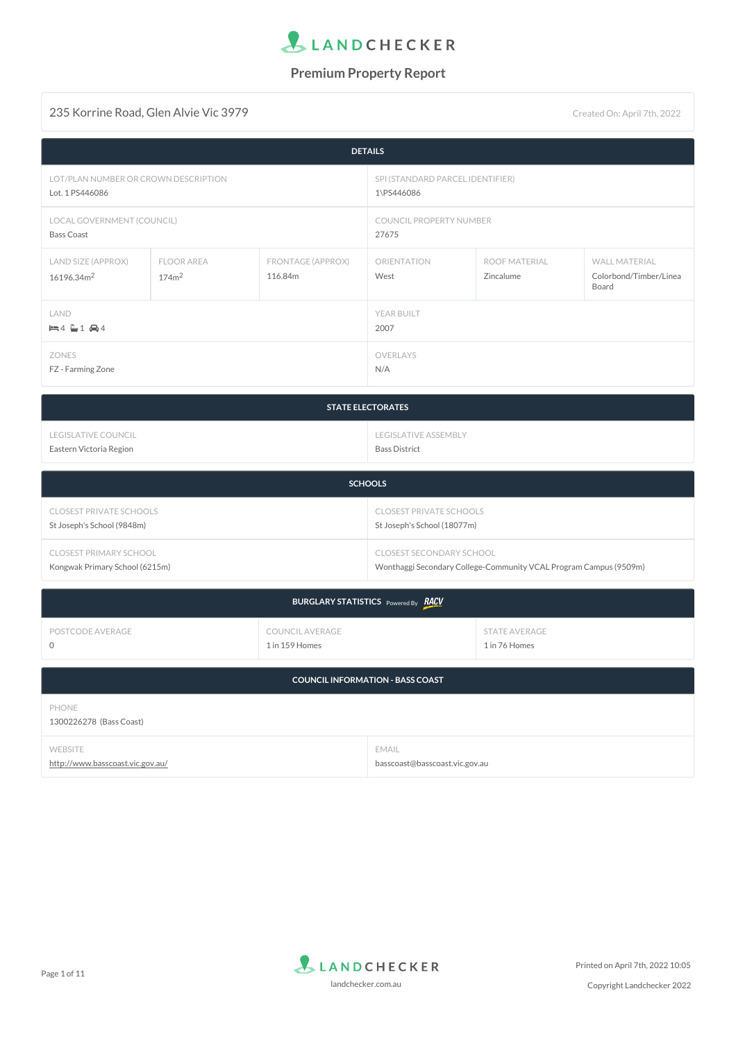# LANDCHECKER

## Premium Property Report

235 Korrine Road, Glen Alvie Vic 3979

Created On: April 7th, 2022

### DETAILS

| LOT/PLAN NUMBER OR CROWN DESCRIPTION | SPI (STANDARD PARCEL IDENTIFIER) |
| --- | --- |
| Lot. 1 PS446086 | 1\PS446086 |

| LOCAL GOVERNMENT (COUNCIL) | COUNCIL PROPERTY NUMBER |
| --- | --- |
| Bass Coast | 27675 |

| LAND SIZE (APPROX) | FLOOR AREA | FRONTAGE (APPROX) | ORIENTATION | ROOF MATERIAL | WALL MATERIAL |
| --- | --- | --- | --- | --- | --- |
| 16196.34m$^2$ | 174m$^2$ | 116.84m | West | Zincalume | Colorbond/Timber/Linea Board |

| LAND | YEAR BUILT |
| --- | --- |
| 4 bed, 1 bath, 4 car | 2007 |

| ZONES | OVERLAYS |
| --- | --- |
| FZ - Farming Zone | N/A |

### STATE ELECTORATES

| LEGISLATIVE COUNCIL | LEGISLATIVE ASSEMBLY |
| --- | --- |
| Eastern Victoria Region | Bass District |

### SCHOOLS

| CLOSEST PRIVATE SCHOOLS | CLOSEST PRIVATE SCHOOLS |
| --- | --- |
| St Joseph's School (9848m) | St Joseph's School (18077m) |

| CLOSEST PRIMARY SCHOOL | CLOSEST SECONDARY SCHOOL |
| --- | --- |
| Kongwak Primary School (6215m) | Wonthaggi Secondary College-Community VCAL Program Campus (9509m) |

### BURGLARY STATISTICS Powered By RACV

| POSTCODE AVERAGE | COUNCIL AVERAGE | STATE AVERAGE |
| --- | --- | --- |
| 0 | 1 in 159 Homes | 1 in 76 Homes |

### COUNCIL INFORMATION - BASS COAST

| PHONE |
| --- |
| 1300226278 (Bass Coast) |

| WEBSITE | EMAIL |
| --- | --- |
| http://www.basscoast.vic.gov.au/ | basscoast@basscoast.vic.gov.au |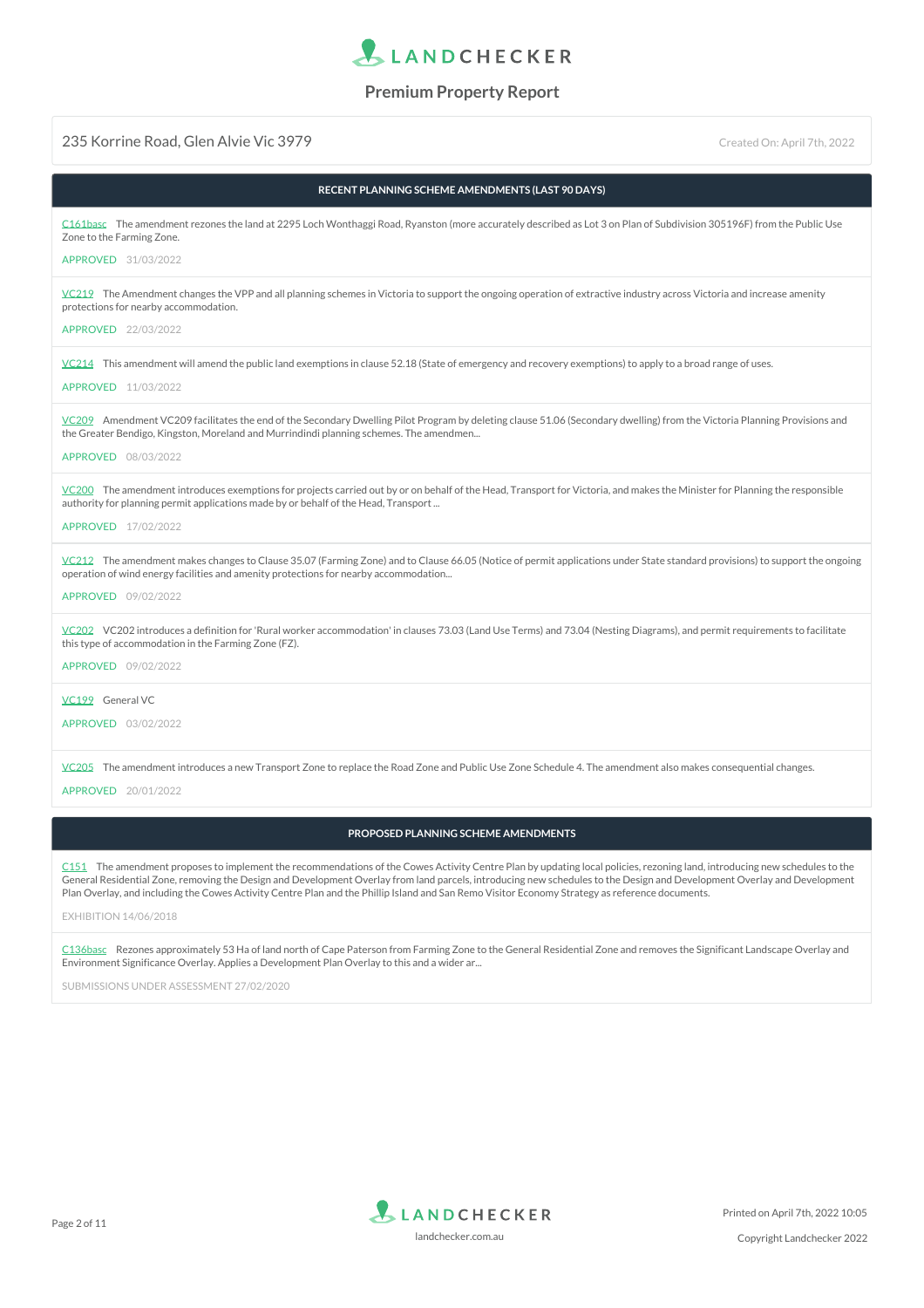235 Korrine Road, Glen Alvie Vic 3979

Created On: April 7th, 2022

## RECENT PLANNING SCHEME AMENDMENTS (LAST 90 DAYS)

C161basc The amendment rezones the land at 2295 Loch Wonthaggi Road, Ryanston (more accurately described as Lot 3 on Plan of Subdivision 305196F) from the Public Use Zone to the Farming Zone.

APPROVED 31/03/2022

VC219 The Amendment changes the VPP and all planning schemes in Victoria to support the ongoing operation of extractive industry across Victoria and increase amenity protections for nearby accommodation.

APPROVED 22/03/2022

VC214 This amendment will amend the public land exemptions in clause 52.18 (State of emergency and recovery exemptions) to apply to a broad range of uses.

APPROVED 11/03/2022

VC209 Amendment VC209 facilitates the end of the Secondary Dwelling Pilot Program by deleting clause 51.06 (Secondary dwelling) from the Victoria Planning Provisions and the Greater Bendigo, Kingston, Moreland and Murrindindi planning schemes. The amendmen...

APPROVED 08/03/2022

VC200 The amendment introduces exemptions for projects carried out by or on behalf of the Head, Transport for Victoria, and makes the Minister for Planning the responsible authority for planning permit applications made by or behalf of the Head, Transport ...

APPROVED 17/02/2022

VC212 The amendment makes changes to Clause 35.07 (Farming Zone) and to Clause 66.05 (Notice of permit applications under State standard provisions) to support the ongoing operation of wind energy facilities and amenity protections for nearby accommodation...

APPROVED 09/02/2022

VC202 VC202 introduces a definition for 'Rural worker accommodation' in clauses 73.03 (Land Use Terms) and 73.04 (Nesting Diagrams), and permit requirements to facilitate this type of accommodation in the Farming Zone (FZ).

APPROVED 09/02/2022

VC199 General VC

APPROVED 03/02/2022

VC205 The amendment introduces a new Transport Zone to replace the Road Zone and Public Use Zone Schedule 4. The amendment also makes consequential changes.

APPROVED 20/01/2022

## PROPOSED PLANNING SCHEME AMENDMENTS

C151 The amendment proposes to implement the recommendations of the Cowes Activity Centre Plan by updating local policies, rezoning land, introducing new schedules to the General Residential Zone, removing the Design and Development Overlay from land parcels, introducing new schedules to the Design and Development Overlay and Development Plan Overlay, and including the Cowes Activity Centre Plan and the Phillip Island and San Remo Visitor Economy Strategy as reference documents.

EXHIBITION 14/06/2018

C136basc Rezones approximately 53 Ha of land north of Cape Paterson from Farming Zone to the General Residential Zone and removes the Significant Landscape Overlay and Environment Significance Overlay. Applies a Development Plan Overlay to this and a wider ar...

SUBMISSIONS UNDER ASSESSMENT 27/02/2020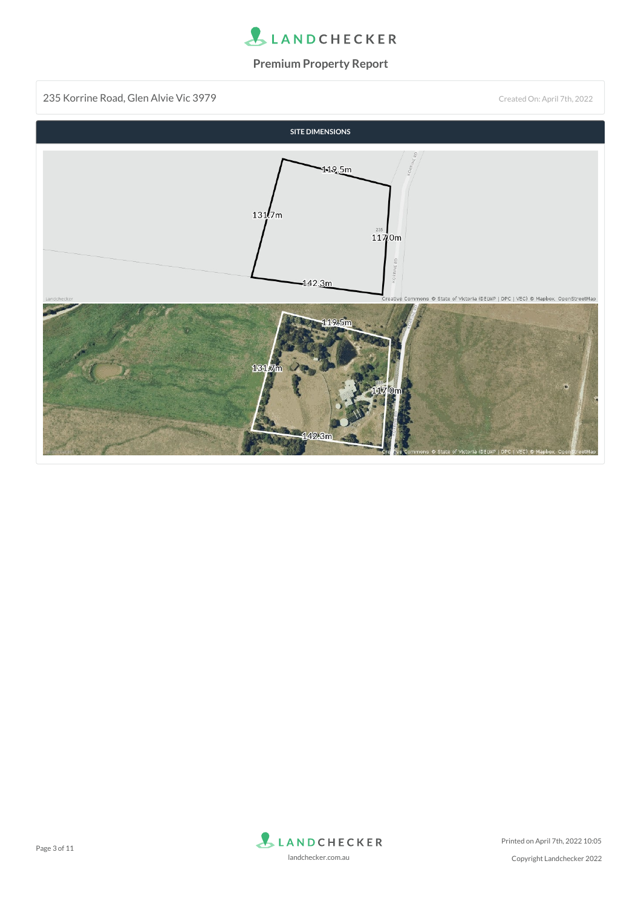# LANDCHECKER

## Premium Property Report

235 Korrine Road, Glen Alvie Vic 3979

Created On: April 7th, 2022

**SITE DIMENSIONS**

119.5m

131.7m

117.0m

142.3m

Creative Commons © State of Victoria (DELWP | DPC | VEC) © Mapbox, OpenStreetMap

119.5m

131.7m

117.0m

142.3m

Creative Commons © State of Victoria (DELWP | DPC | VEC) © Mapbox, OpenStreetMap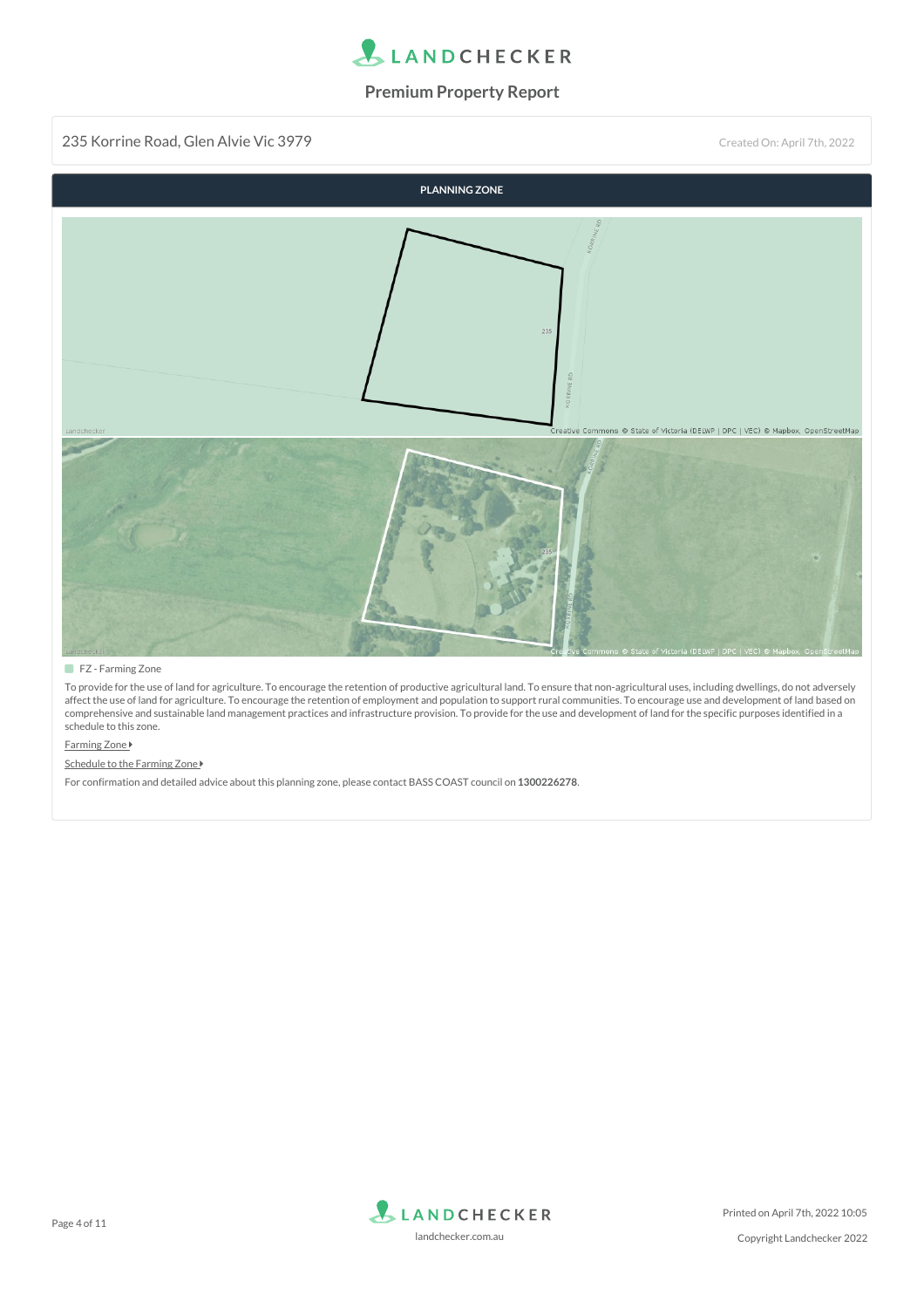235 Korrine Road, Glen Alvie Vic 3979

Created On: April 7th, 2022

## PLANNING ZONE

FZ - Farming Zone

To provide for the use of land for agriculture. To encourage the retention of productive agricultural land. To ensure that non-agricultural uses, including dwellings, do not adversely affect the use of land for agriculture. To encourage the retention of employment and population to support rural communities. To encourage use and development of land based on comprehensive and sustainable land management practices and infrastructure provision. To provide for the use and development of land for the specific purposes identified in a schedule to this zone.

Farming Zone

Schedule to the Farming Zone

For confirmation and detailed advice about this planning zone, please contact BASS COAST council on **1300226278**.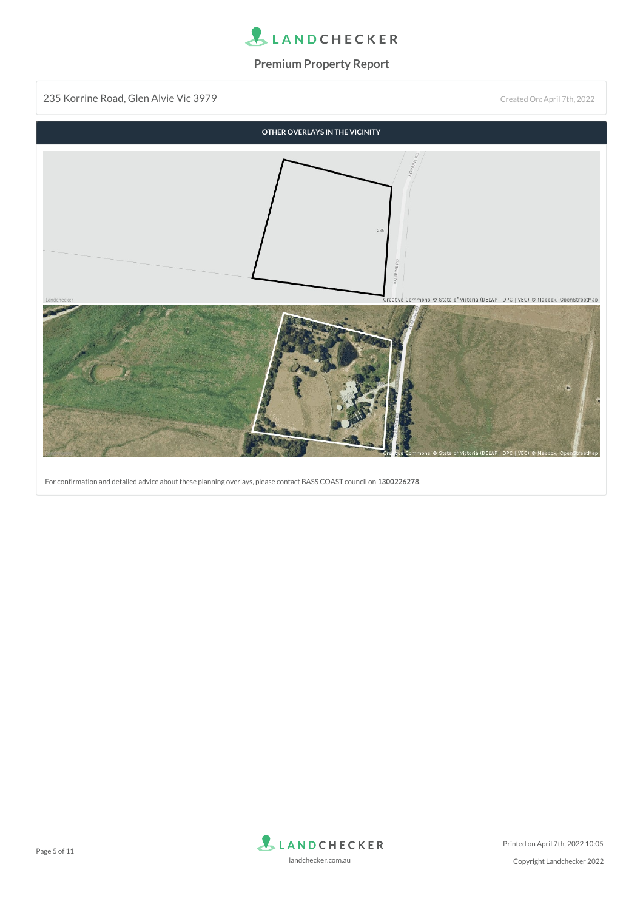# LANDCHECKER

## Premium Property Report

235 Korrine Road, Glen Alvie Vic 3979

Created On: April 7th, 2022

### OTHER OVERLAYS IN THE VICINITY

For confirmation and detailed advice about these planning overlays, please contact BASS COAST council on **1300226278**.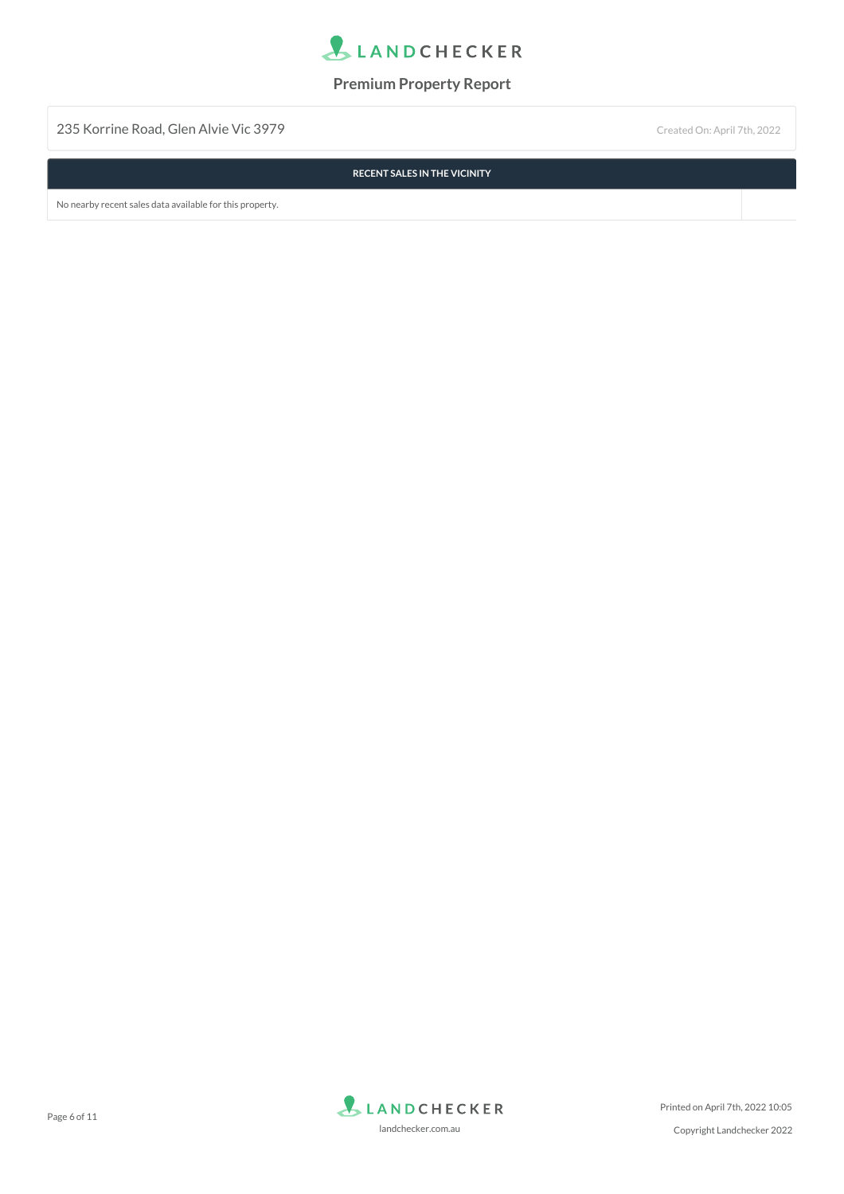235 Korrine Road, Glen Alvie Vic 3979

Created On: April 7th, 2022

| RECENT SALES IN THE VICINITY |
|---|
| No nearby recent sales data available for this property. |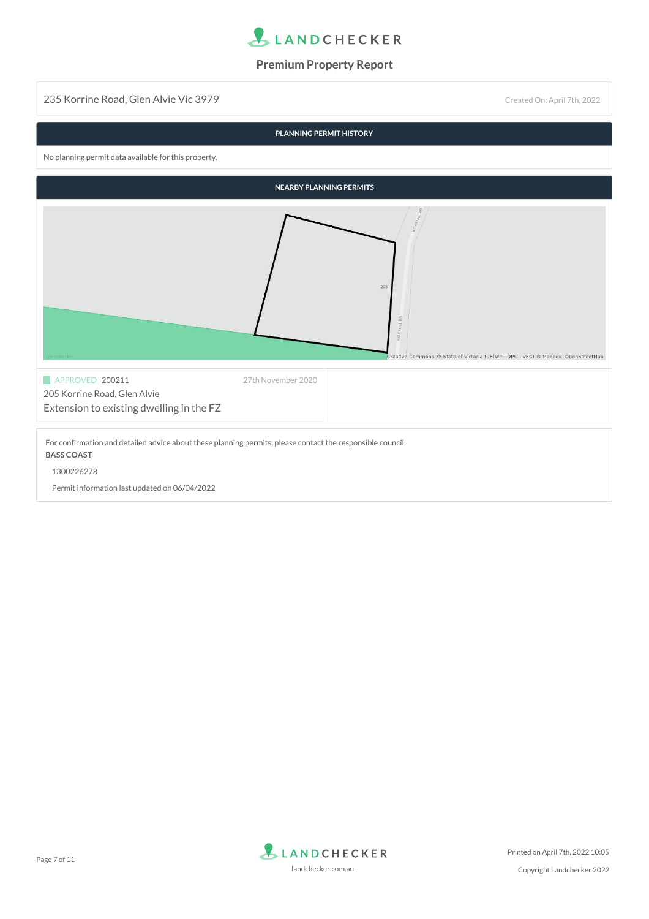# Premium Property Report

235 Korrine Road, Glen Alvie Vic 3979

Created On: April 7th, 2022

## PLANNING PERMIT HISTORY

No planning permit data available for this property.

## NEARBY PLANNING PERMITS

APPROVED 200211 — 27th November 2020

205 Korrine Road, Glen Alvie

Extension to existing dwelling in the FZ

For confirmation and detailed advice about these planning permits, please contact the responsible council:

**BASS COAST**

1300226278

Permit information last updated on 06/04/2022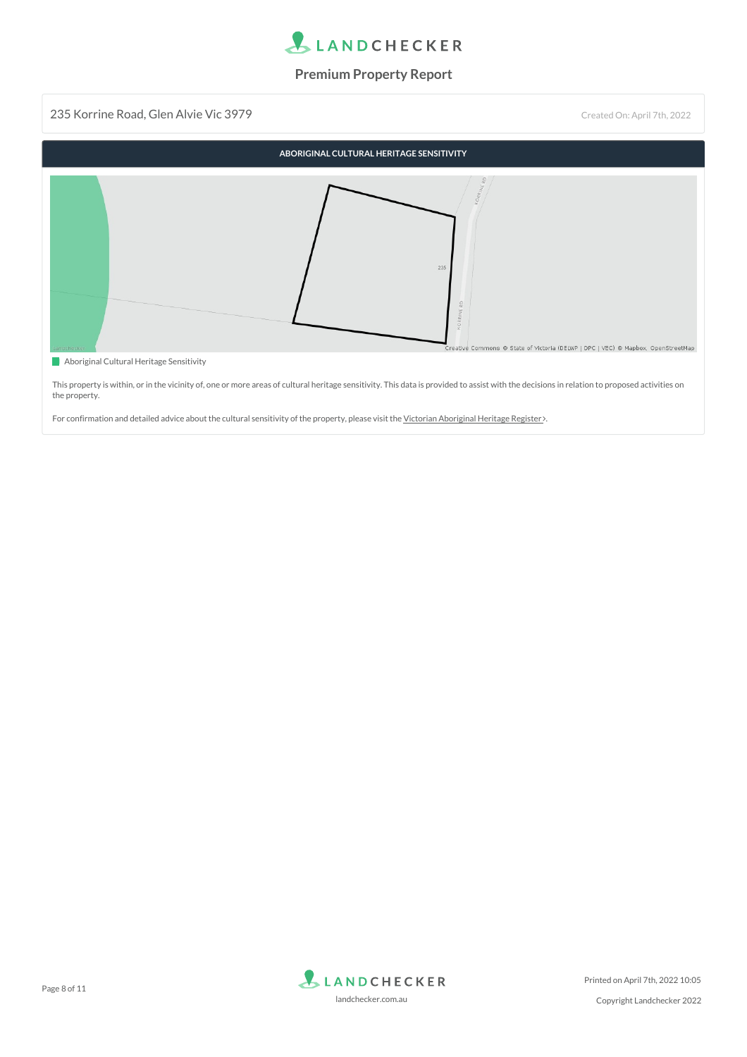# Premium Property Report

235 Korrine Road, Glen Alvie Vic 3979

Created On: April 7th, 2022

## ABORIGINAL CULTURAL HERITAGE SENSITIVITY

Aboriginal Cultural Heritage Sensitivity

This property is within, or in the vicinity of, one or more areas of cultural heritage sensitivity. This data is provided to assist with the decisions in relation to proposed activities on the property.

For confirmation and detailed advice about the cultural sensitivity of the property, please visit the Victorian Aboriginal Heritage Register›.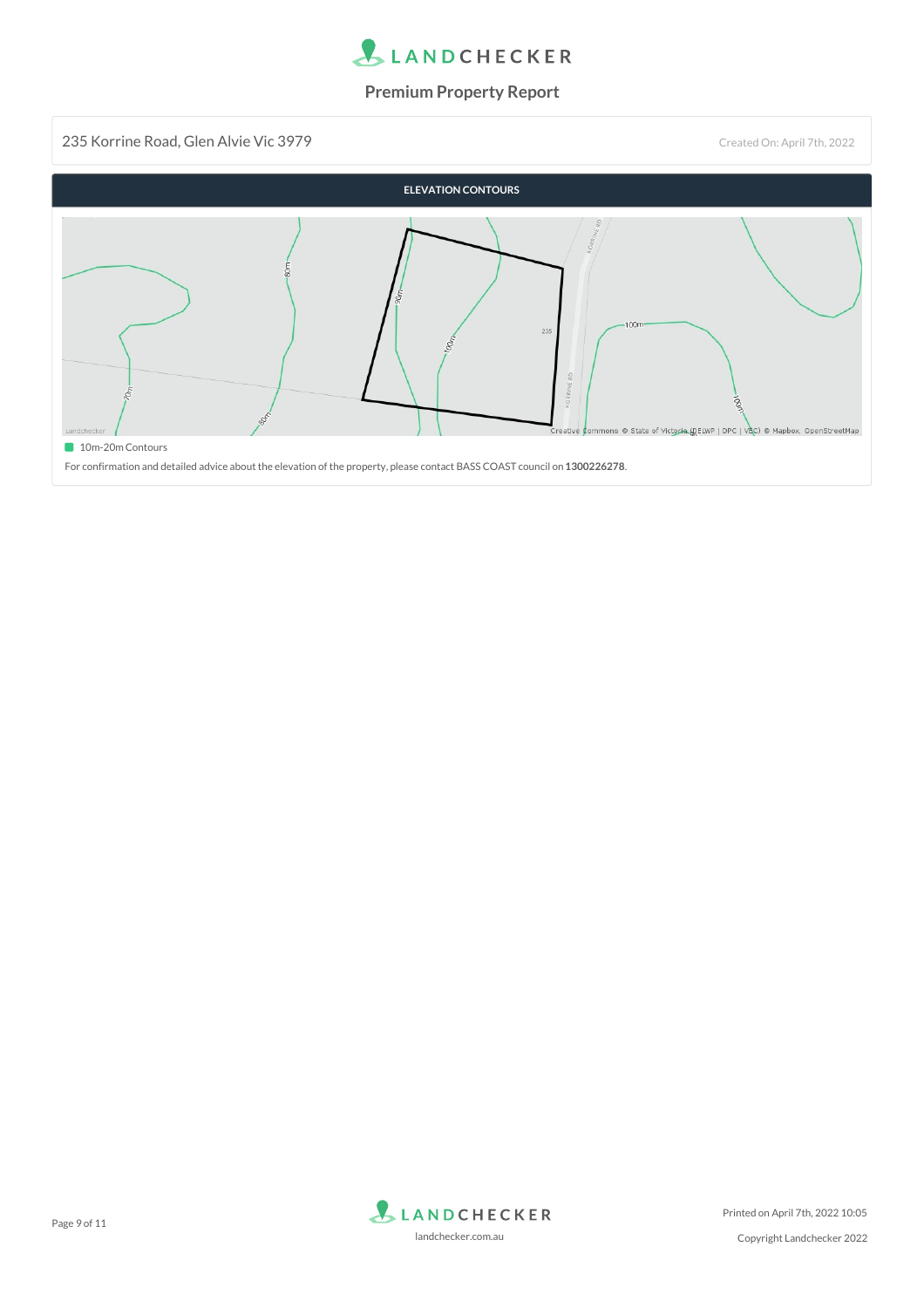# Premium Property Report

235 Korrine Road, Glen Alvie Vic 3979

Created On: April 7th, 2022

## ELEVATION CONTOURS

10m-20m Contours

For confirmation and detailed advice about the elevation of the property, please contact BASS COAST council on **1300226278**.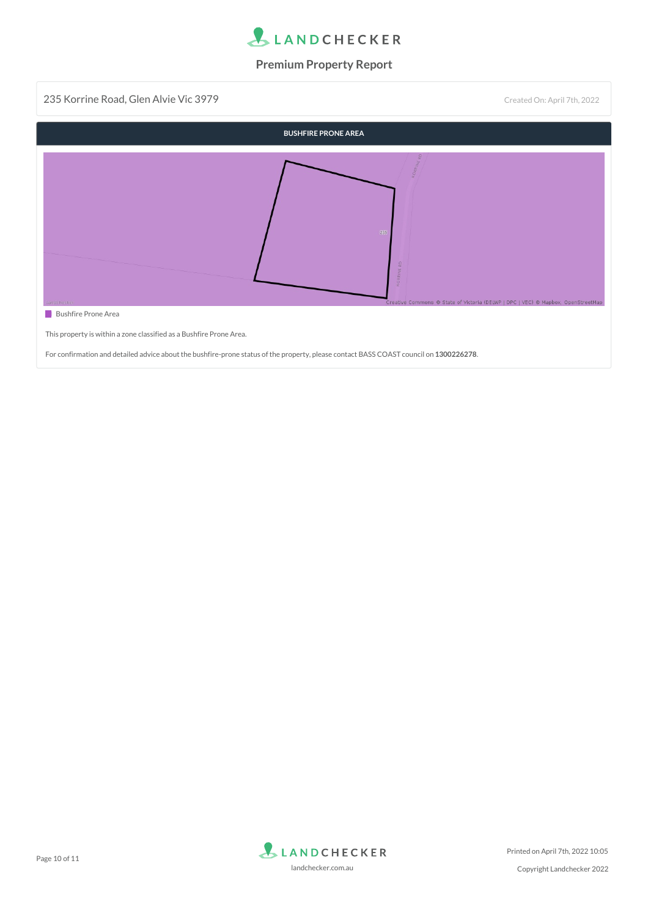# Premium Property Report

235 Korrine Road, Glen Alvie Vic 3979

Created On: April 7th, 2022

## BUSHFIRE PRONE AREA

Bushfire Prone Area

This property is within a zone classified as a Bushfire Prone Area.

For confirmation and detailed advice about the bushfire-prone status of the property, please contact BASS COAST council on **1300226278**.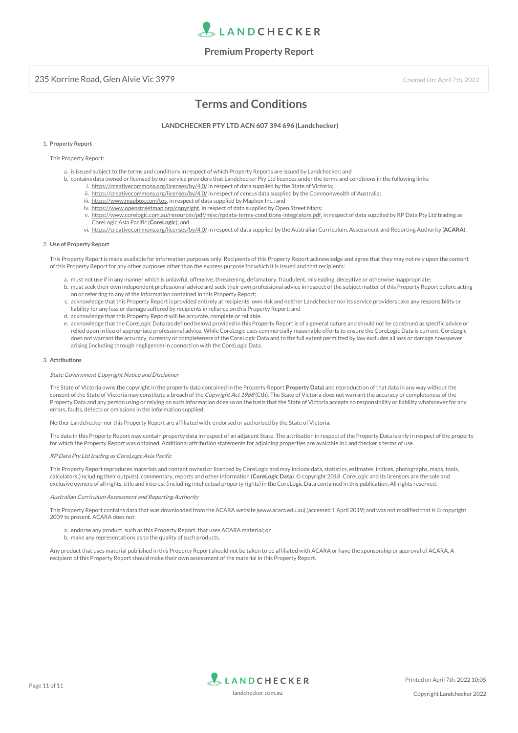# Premium Property Report

235 Korrine Road, Glen Alvie Vic 3979

Created On: April 7th, 2022

## Terms and Conditions

**LANDCHECKER PTY LTD ACN 607 394 696 (Landchecker)**

1. **Property Report**

   This Property Report:

   a. is issued subject to the terms and conditions in respect of which Property Reports are issued by Landchecker; and
   b. contains data owned or licensed by our service providers that Landchecker Pty Ltd licences under the terms and conditions in the following links:
      i. https://creativecommons.org/licenses/by/4.0/ in respect of data supplied by the State of Victoria;
      ii. https://creativecommons.org/licenses/by/4.0/ in respect of census data supplied by the Commonwealth of Australia;
      iii. https://www.mapbox.com/tos, in respect of data supplied by Mapbox Inc.; and
      iv. https://www.openstreetmap.org/copyright, in respect of data supplied by Open Street Maps;
      v. https://www.corelogic.com.au/resources/pdf/misc/rpdata-terms-conditions-integrators.pdf, in respect of data supplied by RP Data Pty Ltd trading as CoreLogic Asia Pacific (**CoreLogic**); and
      vi. https://creativecommons.org/licenses/by/4.0/ in respect of data supplied by the Australian Curriculum, Assessment and Reporting Authority (**ACARA**).

2. **Use of Property Report**

   This Property Report is made available for information purposes only. Recipients of this Property Report acknowledge and agree that they may not rely upon the content of this Property Report for any other purposes other than the express purpose for which it is issued and that recipients:

   a. must not use if in any manner which is unlawful, offensive, threatening, defamatory, fraudulent, misleading, deceptive or otherwise inappropriate;
   b. must seek their own independent professional advice and seek their own professional advice in respect of the subject matter of this Property Report before acting on or referring to any of the information contained in this Property Report;
   c. acknowledge that this Property Report is provided entirely at recipients' own risk and neither Landchecker nor its service providers take any responsibility or liability for any loss or damage suffered by recipients in reliance on this Property Report; and
   d. acknowledge that this Property Report will be accurate, complete or reliable.
   e. acknowledge that the CoreLogic Data (as defined below) provided in this Property Report is of a general nature and should not be construed as specific advice or relied upon in lieu of appropriate professional advice. While CoreLogic uses commercially reasonable efforts to ensure the CoreLogic Data is current, CoreLogic does not warrant the accuracy, currency or completeness of the CoreLogic Data and to the full extent permitted by law excludes all loss or damage howsoever arising (including through negligence) in connection with the CoreLogic Data.

3. **Attributions**

   *State Government Copyright Notice and Disclaimer*

   The State of Victoria owns the copyright in the property data contained in the Property Report (**Property Data**) and reproduction of that data in any way without the consent of the State of Victoria may constitute a breach of the *Copyright Act 1968* (Cth). The State of Victoria does not warrant the accuracy or completeness of the Property Data and any person using or relying on such information does so on the basis that the State of Victoria accepts no responsibility or liability whatsoever for any errors, faults, defects or omissions in the information supplied.

   Neither Landchecker nor this Property Report are affiliated with, endorsed or authorised by the State of Victoria.

   The data in this Property Report may contain property data in respect of an adjacent State. The attribution in respect of the Property Data is only in respect of the property for which the Property Report was obtained. Additional attribution statements for adjoining properties are available in Landchecker's terms of use.

   *RP Data Pty Ltd trading as CoreLogic Asia Pacific*

   This Property Report reproduces materials and content owned or licenced by CoreLogic and may include data, statistics, estimates, indices, photographs, maps, tools, calculators (including their outputs), commentary, reports and other information (**CoreLogic Data**). © copyright 2018. CoreLogic and its licensors are the sole and exclusive owners of all rights, title and interest (including intellectual property rights) in the CoreLogic Data contained in this publication. All rights reserved.

   *Australian Curriculum Assessment and Reporting Authority*

   This Property Report contains data that was downloaded from the ACARA website (www.acara.edu.au) (accessed 1 April 2019) and was not modified that is © copyright 2009 to present. ACARA does not:

   a. endorse any product, such as this Property Report, that uses ACARA material; or
   b. make any representations as to the quality of such products.

   Any product that uses material published in this Property Report should not be taken to be affiliated with ACARA or have the sponsorship or approval of ACARA. A recipient of this Property Report should make their own assessment of the material in this Property Report.